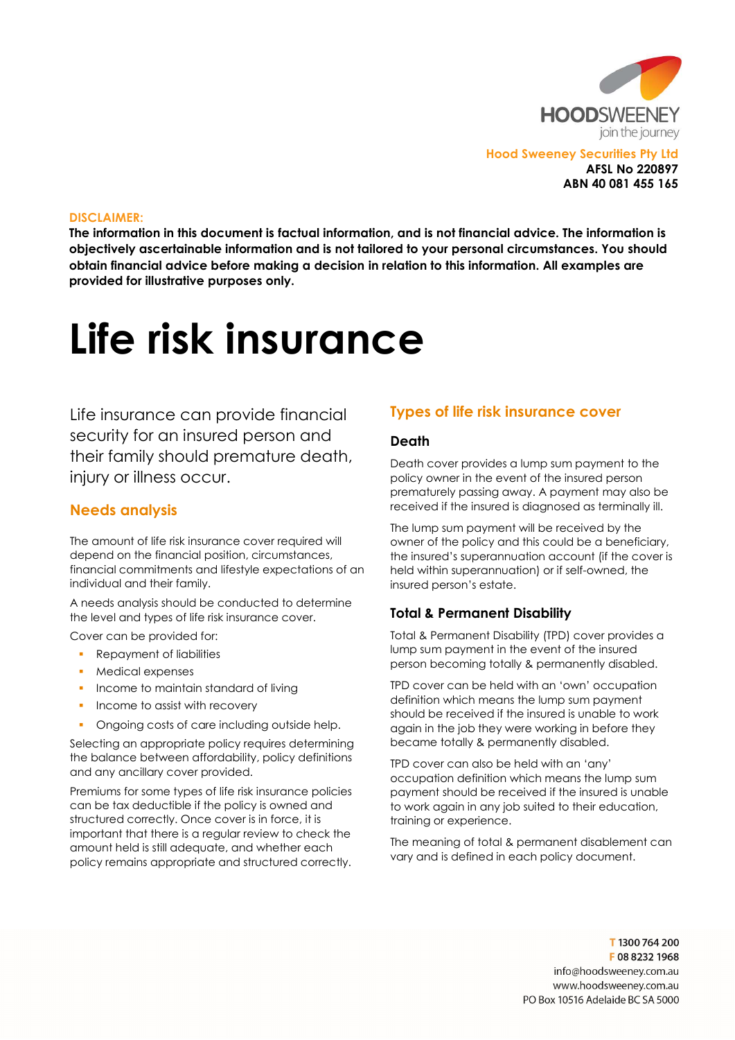Hood Sweeney Securities Pty Ltd
**AFSL No 220897**
**ABN 40 081 455 165**

**DISCLAIMER:**
**The information in this document is factual information, and is not financial advice. The information is objectively ascertainable information and is not tailored to your personal circumstances. You should obtain financial advice before making a decision in relation to this information. All examples are provided for illustrative purposes only.**

# Life risk insurance

Life insurance can provide financial security for an insured person and their family should premature death, injury or illness occur.

## Needs analysis

The amount of life risk insurance cover required will depend on the financial position, circumstances, financial commitments and lifestyle expectations of an individual and their family.

A needs analysis should be conducted to determine the level and types of life risk insurance cover.

Cover can be provided for:

- Repayment of liabilities
- Medical expenses
- Income to maintain standard of living
- Income to assist with recovery
- Ongoing costs of care including outside help.

Selecting an appropriate policy requires determining the balance between affordability, policy definitions and any ancillary cover provided.

Premiums for some types of life risk insurance policies can be tax deductible if the policy is owned and structured correctly. Once cover is in force, it is important that there is a regular review to check the amount held is still adequate, and whether each policy remains appropriate and structured correctly.

## Types of life risk insurance cover

### Death

Death cover provides a lump sum payment to the policy owner in the event of the insured person prematurely passing away. A payment may also be received if the insured is diagnosed as terminally ill.

The lump sum payment will be received by the owner of the policy and this could be a beneficiary, the insured's superannuation account (if the cover is held within superannuation) or if self-owned, the insured person's estate.

### Total & Permanent Disability

Total & Permanent Disability (TPD) cover provides a lump sum payment in the event of the insured person becoming totally & permanently disabled.

TPD cover can be held with an 'own' occupation definition which means the lump sum payment should be received if the insured is unable to work again in the job they were working in before they became totally & permanently disabled.

TPD cover can also be held with an 'any' occupation definition which means the lump sum payment should be received if the insured is unable to work again in any job suited to their education, training or experience.

The meaning of total & permanent disablement can vary and is defined in each policy document.

T 1300 764 200
F 08 8232 1968
info@hoodsweeney.com.au
www.hoodsweeney.com.au
PO Box 10516 Adelaide BC SA 5000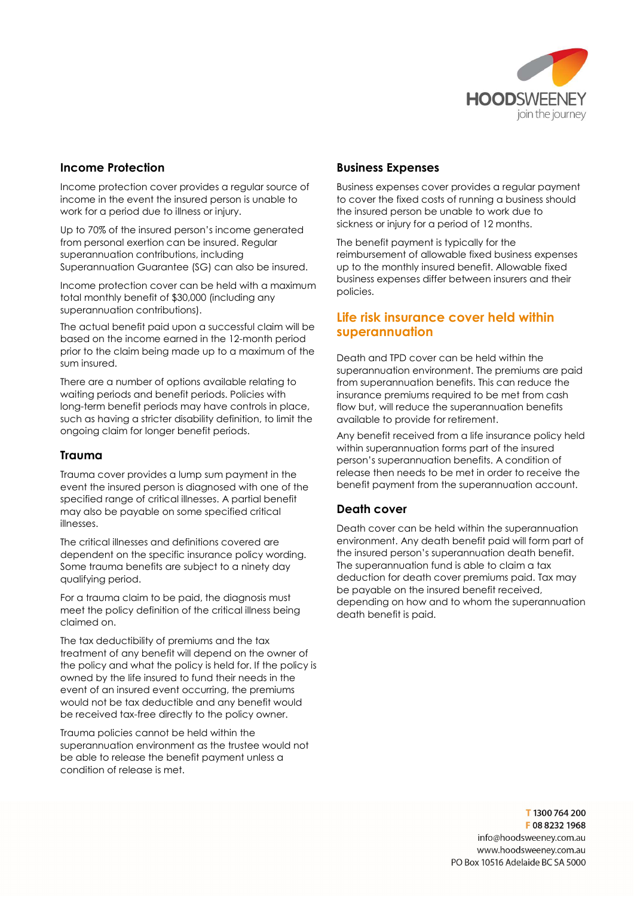### Income Protection

Income protection cover provides a regular source of income in the event the insured person is unable to work for a period due to illness or injury.

Up to 70% of the insured person's income generated from personal exertion can be insured. Regular superannuation contributions, including Superannuation Guarantee (SG) can also be insured.

Income protection cover can be held with a maximum total monthly benefit of $30,000 (including any superannuation contributions).

The actual benefit paid upon a successful claim will be based on the income earned in the 12-month period prior to the claim being made up to a maximum of the sum insured.

There are a number of options available relating to waiting periods and benefit periods. Policies with long-term benefit periods may have controls in place, such as having a stricter disability definition, to limit the ongoing claim for longer benefit periods.

### Trauma

Trauma cover provides a lump sum payment in the event the insured person is diagnosed with one of the specified range of critical illnesses. A partial benefit may also be payable on some specified critical illnesses.

The critical illnesses and definitions covered are dependent on the specific insurance policy wording. Some trauma benefits are subject to a ninety day qualifying period.

For a trauma claim to be paid, the diagnosis must meet the policy definition of the critical illness being claimed on.

The tax deductibility of premiums and the tax treatment of any benefit will depend on the owner of the policy and what the policy is held for. If the policy is owned by the life insured to fund their needs in the event of an insured event occurring, the premiums would not be tax deductible and any benefit would be received tax-free directly to the policy owner.

Trauma policies cannot be held within the superannuation environment as the trustee would not be able to release the benefit payment unless a condition of release is met.

### Business Expenses

Business expenses cover provides a regular payment to cover the fixed costs of running a business should the insured person be unable to work due to sickness or injury for a period of 12 months.

The benefit payment is typically for the reimbursement of allowable fixed business expenses up to the monthly insured benefit. Allowable fixed business expenses differ between insurers and their policies.

## Life risk insurance cover held within superannuation

Death and TPD cover can be held within the superannuation environment. The premiums are paid from superannuation benefits. This can reduce the insurance premiums required to be met from cash flow but, will reduce the superannuation benefits available to provide for retirement.

Any benefit received from a life insurance policy held within superannuation forms part of the insured person's superannuation benefits. A condition of release then needs to be met in order to receive the benefit payment from the superannuation account.

### Death cover

Death cover can be held within the superannuation environment. Any death benefit paid will form part of the insured person's superannuation death benefit. The superannuation fund is able to claim a tax deduction for death cover premiums paid. Tax may be payable on the insured benefit received, depending on how and to whom the superannuation death benefit is paid.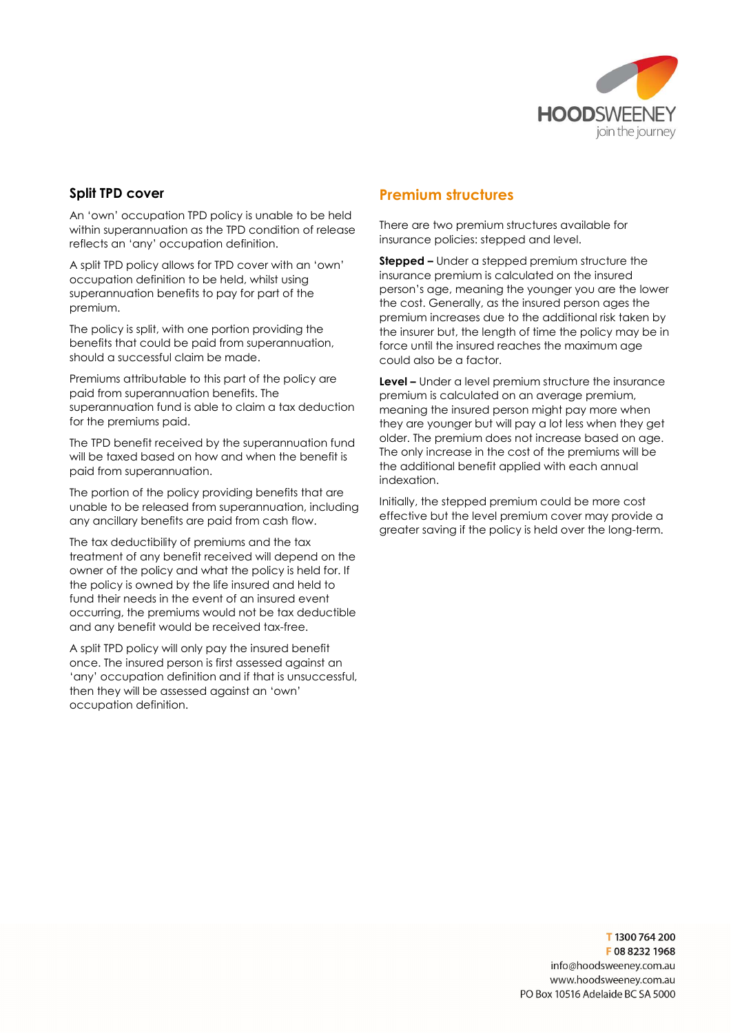## Split TPD cover

An 'own' occupation TPD policy is unable to be held within superannuation as the TPD condition of release reflects an 'any' occupation definition.

A split TPD policy allows for TPD cover with an 'own' occupation definition to be held, whilst using superannuation benefits to pay for part of the premium.

The policy is split, with one portion providing the benefits that could be paid from superannuation, should a successful claim be made.

Premiums attributable to this part of the policy are paid from superannuation benefits. The superannuation fund is able to claim a tax deduction for the premiums paid.

The TPD benefit received by the superannuation fund will be taxed based on how and when the benefit is paid from superannuation.

The portion of the policy providing benefits that are unable to be released from superannuation, including any ancillary benefits are paid from cash flow.

The tax deductibility of premiums and the tax treatment of any benefit received will depend on the owner of the policy and what the policy is held for. If the policy is owned by the life insured and held to fund their needs in the event of an insured event occurring, the premiums would not be tax deductible and any benefit would be received tax-free.

A split TPD policy will only pay the insured benefit once. The insured person is first assessed against an 'any' occupation definition and if that is unsuccessful, then they will be assessed against an 'own' occupation definition.

## Premium structures

There are two premium structures available for insurance policies: stepped and level.

**Stepped –** Under a stepped premium structure the insurance premium is calculated on the insured person's age, meaning the younger you are the lower the cost. Generally, as the insured person ages the premium increases due to the additional risk taken by the insurer but, the length of time the policy may be in force until the insured reaches the maximum age could also be a factor.

**Level –** Under a level premium structure the insurance premium is calculated on an average premium, meaning the insured person might pay more when they are younger but will pay a lot less when they get older. The premium does not increase based on age. The only increase in the cost of the premiums will be the additional benefit applied with each annual indexation.

Initially, the stepped premium could be more cost effective but the level premium cover may provide a greater saving if the policy is held over the long-term.